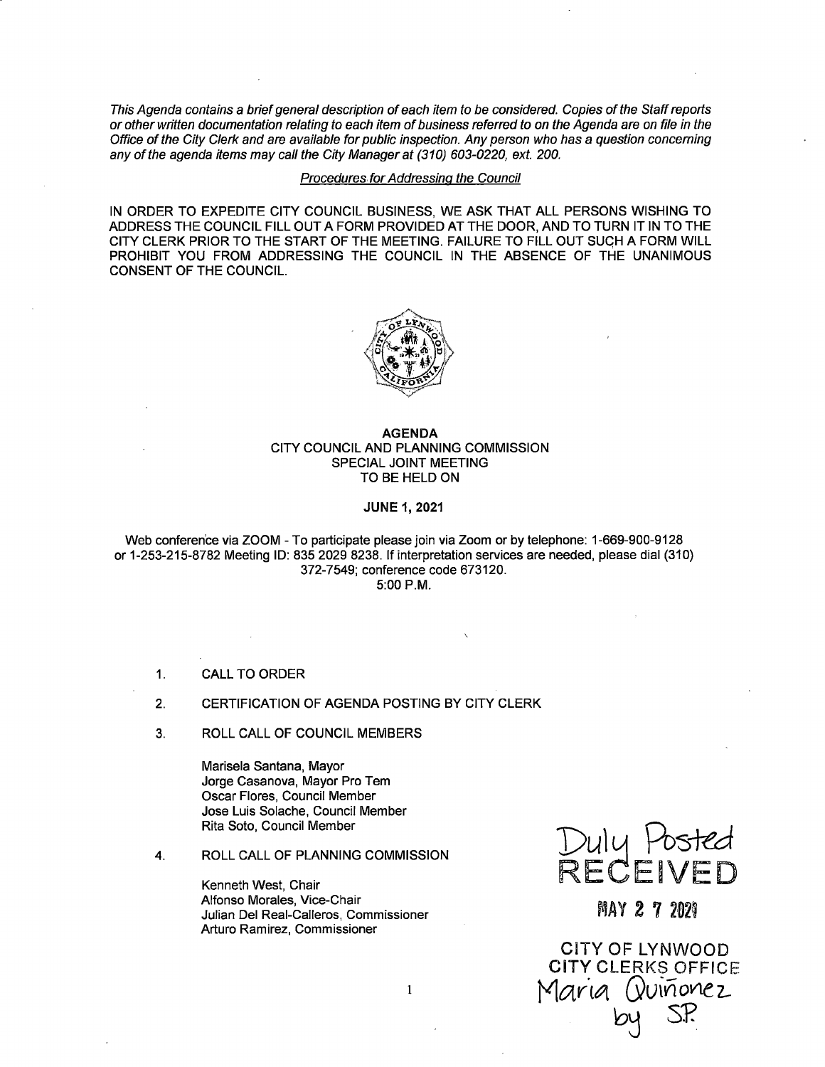*This Agenda contains a brief general description of each item to be considered. Copies of the Staff reports or other written documentation relating to each item of business referred to on the Agenda are on file in the Office of the City Clerk and are available for public inspection. Any person who has a question concerning any of the agenda items may call the City Manager at (310) 603-0220, ext. 200.*

*Procedures for Addressing the Council*

IN ORDER TO EXPEDITE CITY COUNCIL BUSINESS, WE ASK THAT ALL PERSONS WISHING TO ADDRESS THE COUNCIL FILL OUT A FORM PROVIDED AT THE DOOR, AND TO TURN IT IN TO THE CITY CLERK PRIOR TO THE START OF THE MEETING. FAILURE TO FILL OUT SUCH A FORM WILL PROHIBIT YOU FROM ADDRESSING THE COUNCIL IN THE ABSENCE OF THE UNANIMOUS CONSENT OF THE COUNCIL.

**AGENDA**
CITY COUNCIL AND PLANNING COMMISSION
SPECIAL JOINT MEETING
TO BE HELD ON

**JUNE 1, 2021**

Web conference via ZOOM - To participate please join via Zoom or by telephone: 1-669-900-9128 or 1-253-215-8782 Meeting ID: 835 2029 8238. If interpretation services are needed, please dial (310) 372-7549; conference code 673120.
5:00 P.M.

1. CALL TO ORDER

2. CERTIFICATION OF AGENDA POSTING BY CITY CLERK

3. ROLL CALL OF COUNCIL MEMBERS

   Marisela Santana, Mayor
   Jorge Casanova, Mayor Pro Tem
   Oscar Flores, Council Member
   Jose Luis Solache, Council Member
   Rita Soto, Council Member

4. ROLL CALL OF PLANNING COMMISSION

   Kenneth West, Chair
   Alfonso Morales, Vice-Chair
   Julian Del Real-Calleros, Commissioner
   Arturo Ramirez, Commissioner

Duly Posted
RECEIVED
MAY 27 2021
CITY OF LYNWOOD
CITY CLERKS OFFICE
Maria Quiñonez
by SP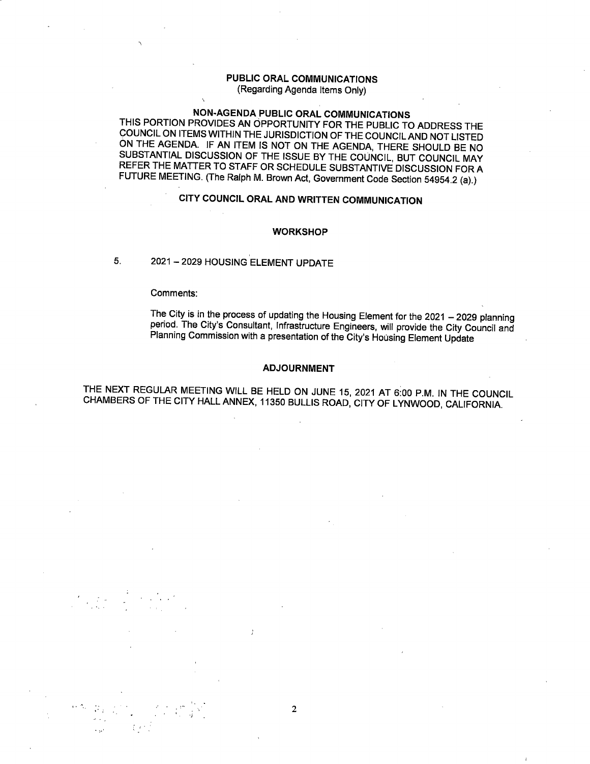## PUBLIC ORAL COMMUNICATIONS

(Regarding Agenda Items Only)

## NON-AGENDA PUBLIC ORAL COMMUNICATIONS

THIS PORTION PROVIDES AN OPPORTUNITY FOR THE PUBLIC TO ADDRESS THE COUNCIL ON ITEMS WITHIN THE JURISDICTION OF THE COUNCIL AND NOT LISTED ON THE AGENDA. IF AN ITEM IS NOT ON THE AGENDA, THERE SHOULD BE NO SUBSTANTIAL DISCUSSION OF THE ISSUE BY THE COUNCIL, BUT COUNCIL MAY REFER THE MATTER TO STAFF OR SCHEDULE SUBSTANTIVE DISCUSSION FOR A FUTURE MEETING. (The Ralph M. Brown Act, Government Code Section 54954.2 (a).)

## CITY COUNCIL ORAL AND WRITTEN COMMUNICATION

## WORKSHOP

5. 2021 – 2029 HOUSING ELEMENT UPDATE

Comments:

The City is in the process of updating the Housing Element for the 2021 – 2029 planning period. The City's Consultant, Infrastructure Engineers, will provide the City Council and Planning Commission with a presentation of the City's Housing Element Update

## ADJOURNMENT

THE NEXT REGULAR MEETING WILL BE HELD ON JUNE 15, 2021 AT 6:00 P.M. IN THE COUNCIL CHAMBERS OF THE CITY HALL ANNEX, 11350 BULLIS ROAD, CITY OF LYNWOOD, CALIFORNIA.